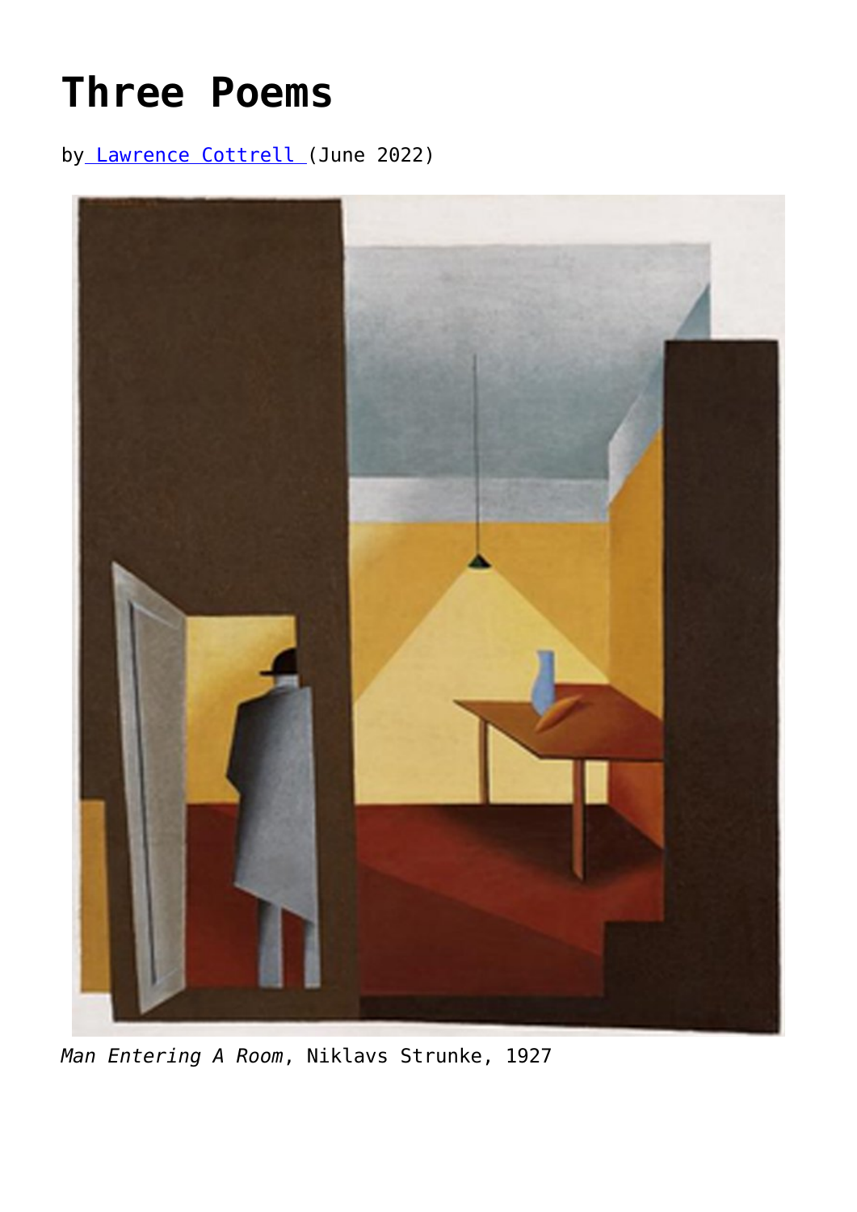# Three Poems

by [Lawrence Cottrell](#) (June 2022)

*Man Entering A Room*, Niklavs Strunke, 1927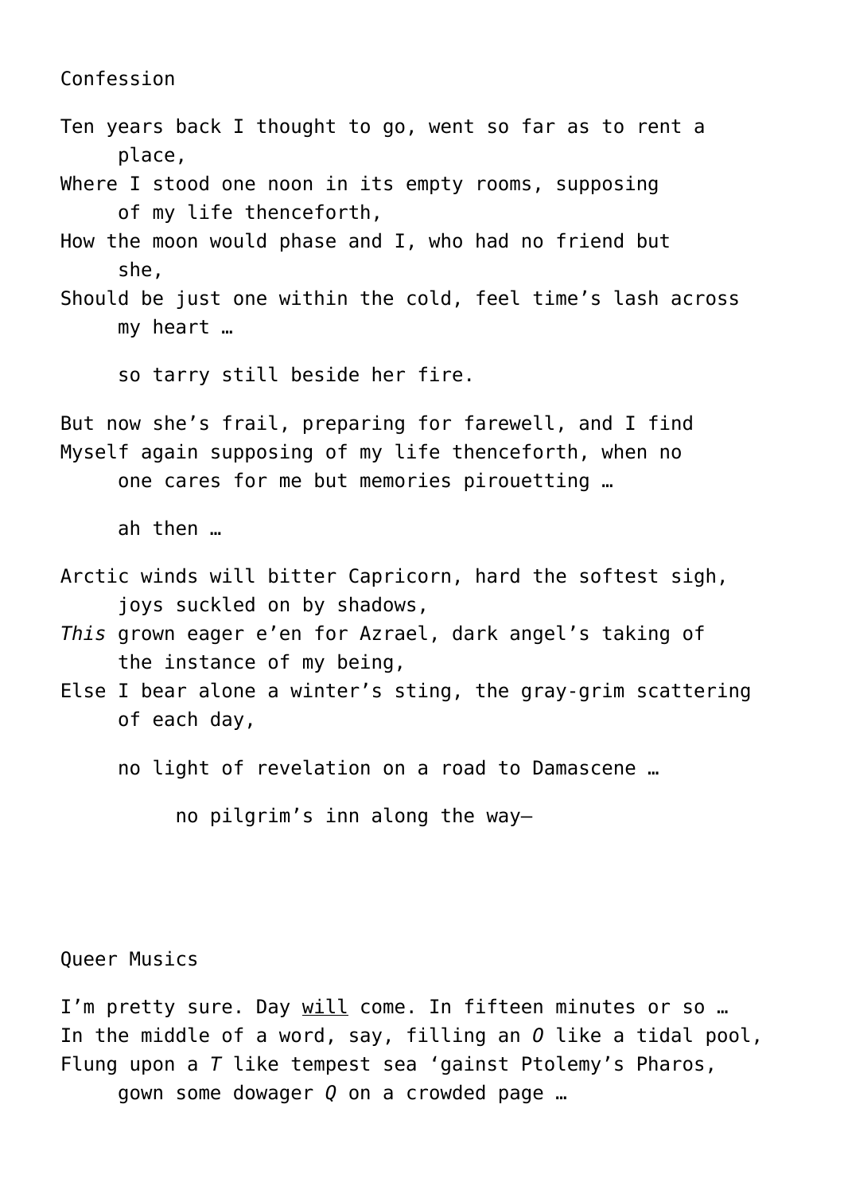## Confession

Ten years back I thought to go, went so far as to rent a
     place,
Where I stood one noon in its empty rooms, supposing
     of my life thenceforth,
How the moon would phase and I, who had no friend but
     she,
Should be just one within the cold, feel time's lash across
     my heart …

     so tarry still beside her fire.

But now she's frail, preparing for farewell, and I find
Myself again supposing of my life thenceforth, when no
     one cares for me but memories pirouetting …

     ah then …

Arctic winds will bitter Capricorn, hard the softest sigh,
     joys suckled on by shadows,
*This* grown eager e'en for Azrael, dark angel's taking of
     the instance of my being,
Else I bear alone a winter's sting, the gray-grim scattering
     of each day,

     no light of revelation on a road to Damascene …

          no pilgrim's inn along the way—

## Queer Musics

I'm pretty sure. Day <u>will</u> come. In fifteen minutes or so …
In the middle of a word, say, filling an *O* like a tidal pool,
Flung upon a *T* like tempest sea 'gainst Ptolemy's Pharos,
     gown some dowager *Q* on a crowded page …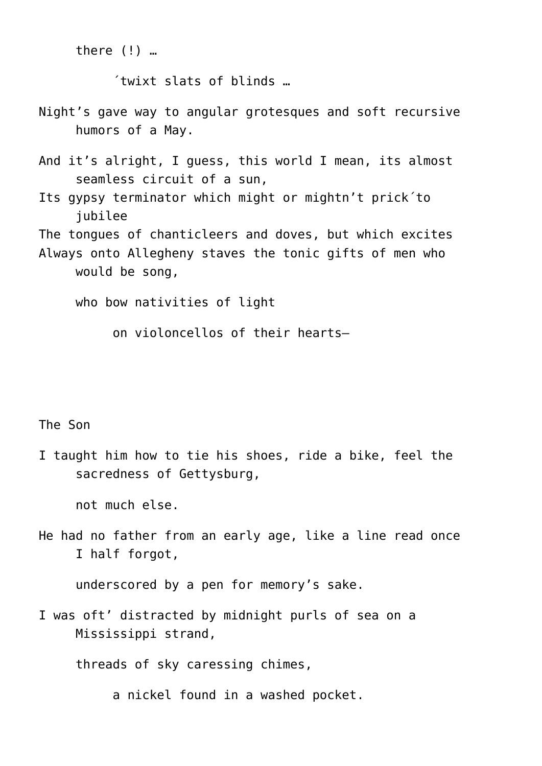there (!) …

´twixt slats of blinds …

Night's gave way to angular grotesques and soft recursive humors of a May.

And it's alright, I guess, this world I mean, its almost seamless circuit of a sun,
Its gypsy terminator which might or mightn't prick´to jubilee
The tongues of chanticleers and doves, but which excites
Always onto Allegheny staves the tonic gifts of men who would be song,

who bow nativities of light

on violoncellos of their hearts—

## The Son

I taught him how to tie his shoes, ride a bike, feel the sacredness of Gettysburg,

not much else.

He had no father from an early age, like a line read once I half forgot,

underscored by a pen for memory's sake.

I was oft' distracted by midnight purls of sea on a Mississippi strand,

threads of sky caressing chimes,

a nickel found in a washed pocket.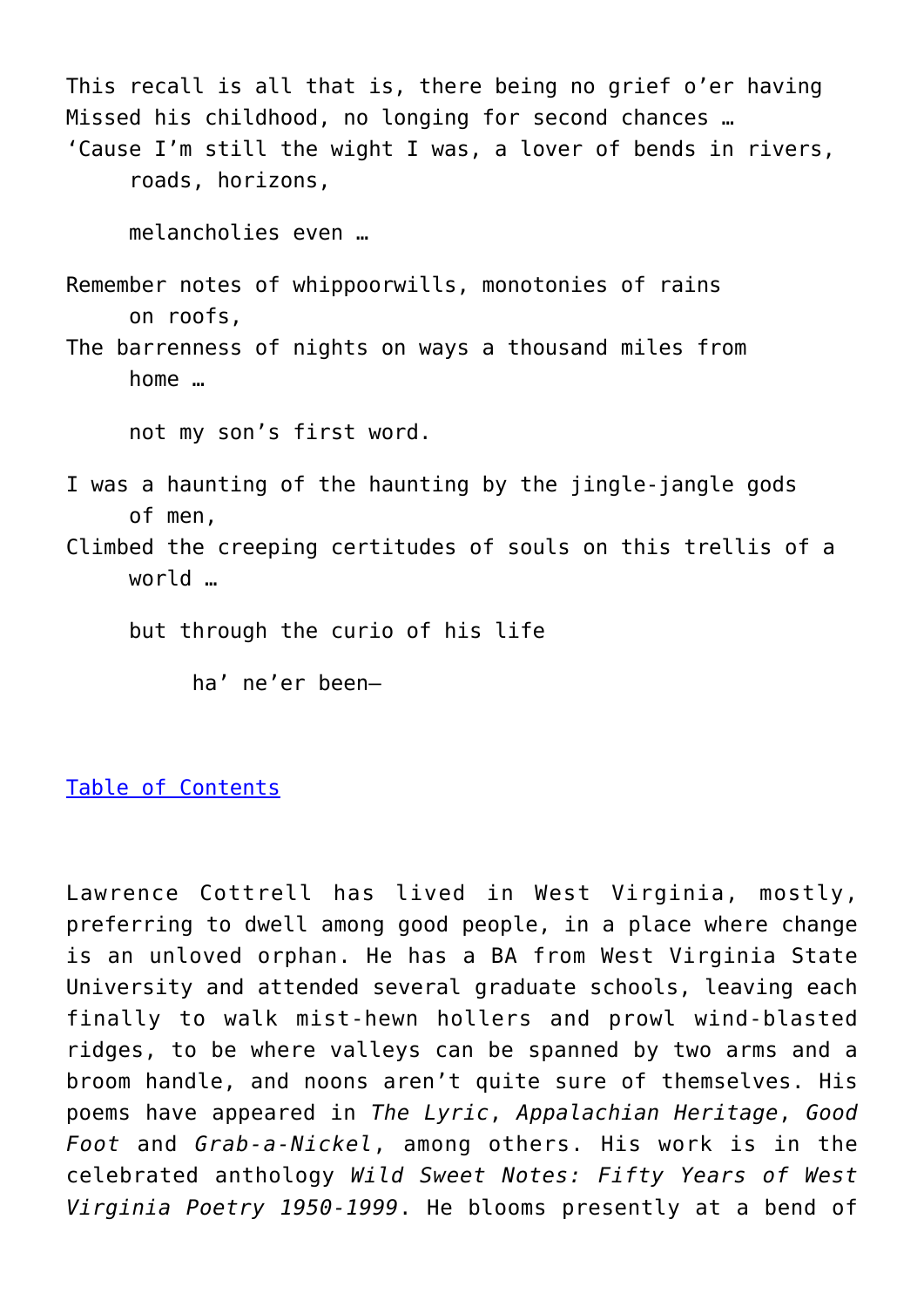This recall is all that is, there being no grief o'er having
Missed his childhood, no longing for second chances …
'Cause I'm still the wight I was, a lover of bends in rivers,
    roads, horizons,

    melancholies even …

Remember notes of whippoorwills, monotonies of rains
    on roofs,
The barrenness of nights on ways a thousand miles from
    home …

    not my son's first word.

I was a haunting of the haunting by the jingle-jangle gods
    of men,
Climbed the creeping certitudes of souls on this trellis of a
    world …

    but through the curio of his life

        ha' ne'er been—

Table of Contents

Lawrence Cottrell has lived in West Virginia, mostly, preferring to dwell among good people, in a place where change is an unloved orphan. He has a BA from West Virginia State University and attended several graduate schools, leaving each finally to walk mist-hewn hollers and prowl wind-blasted ridges, to be where valleys can be spanned by two arms and a broom handle, and noons aren't quite sure of themselves. His poems have appeared in *The Lyric*, *Appalachian Heritage*, *Good Foot* and *Grab-a-Nickel*, among others. His work is in the celebrated anthology *Wild Sweet Notes: Fifty Years of West Virginia Poetry 1950-1999*. He blooms presently at a bend of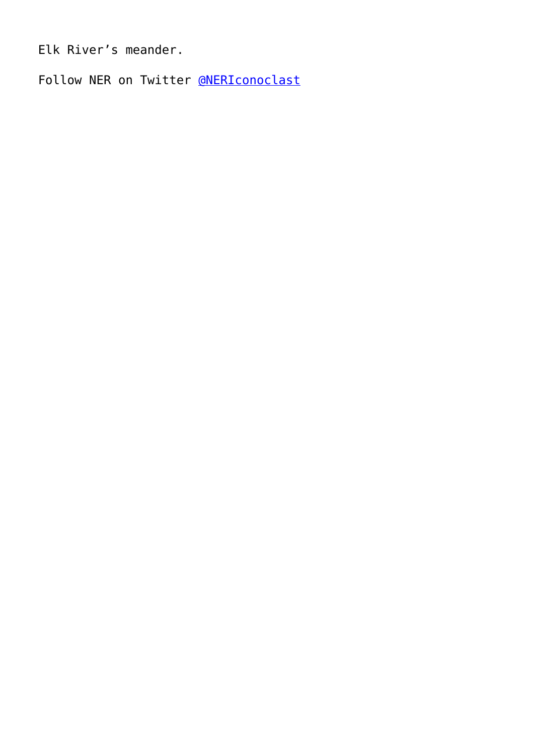Elk River’s meander.

Follow NER on Twitter @NERIconoclast